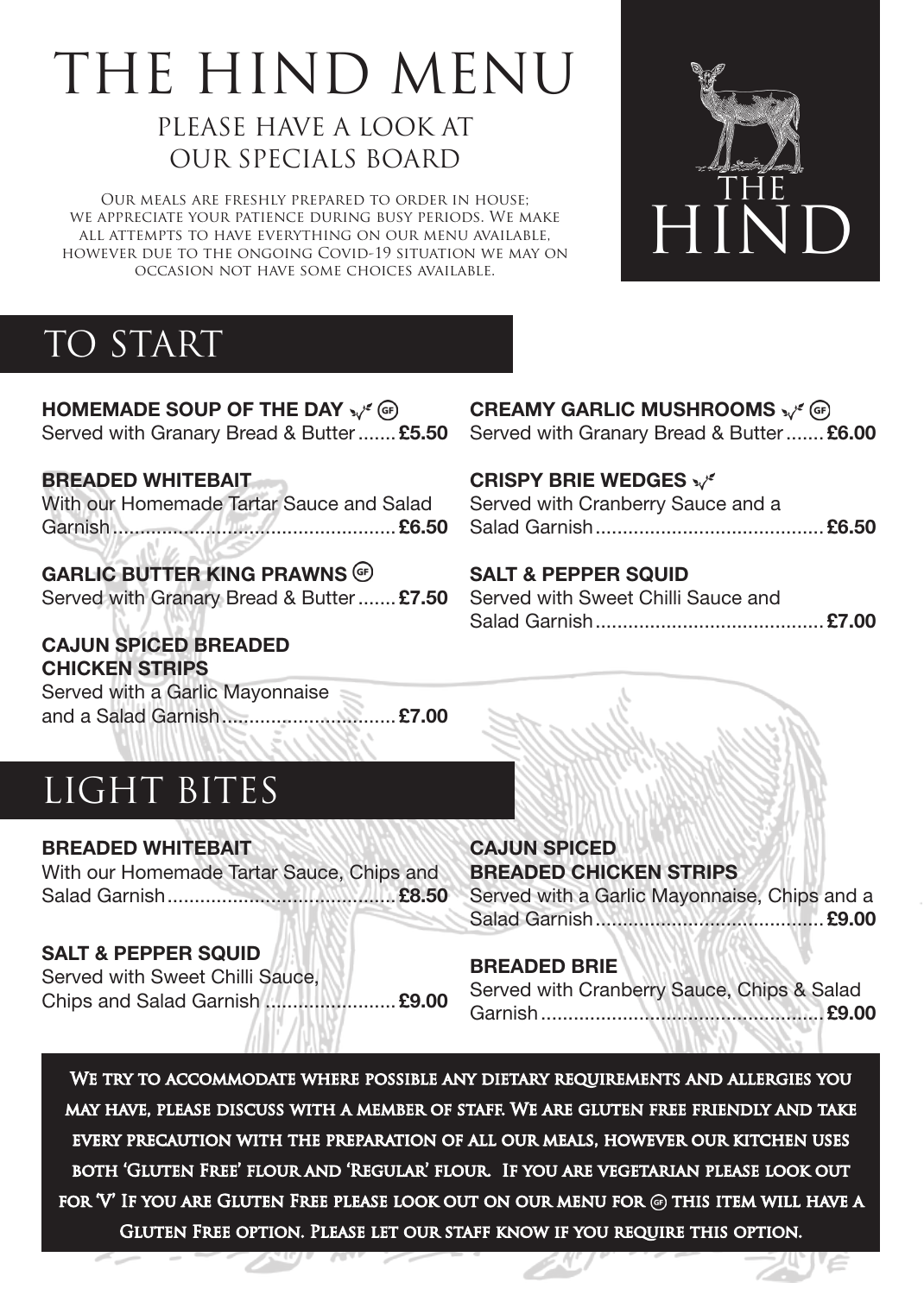# THE HIND MENU

## PLEASE HAVE A LOOK AT OUR SPECIALS BOARD

Our meals are freshly prepared to order in house; we appreciate your patience during busy periods. We make all attempts to have everything on our menu available, however due to the ongoing Covid-19 situation we may on occasion not have some choices available.

THE HIND

## TO START

**HOMEMADE SOUP OF THE DAY** V GF
Served with Granary Bread & Butter....... **£5.50**

**BREADED WHITEBAIT**
With our Homemade Tartar Sauce and Salad Garnish....... **£6.50**

**GARLIC BUTTER KING PRAWNS** GF
Served with Granary Bread & Butter....... **£7.50**

**CAJUN SPICED BREADED CHICKEN STRIPS**
Served with a Garlic Mayonnaise and a Salad Garnish....... **£7.00**

**CREAMY GARLIC MUSHROOMS** V GF
Served with Granary Bread & Butter....... **£6.00**

**CRISPY BRIE WEDGES** V
Served with Cranberry Sauce and a Salad Garnish....... **£6.50**

**SALT & PEPPER SQUID**
Served with Sweet Chilli Sauce and Salad Garnish....... **£7.00**

## LIGHT BITES

**BREADED WHITEBAIT**
With our Homemade Tartar Sauce, Chips and Salad Garnish....... **£8.50**

**SALT & PEPPER SQUID**
Served with Sweet Chilli Sauce, Chips and Salad Garnish....... **£9.00**

**CAJUN SPICED BREADED CHICKEN STRIPS**
Served with a Garlic Mayonnaise, Chips and a Salad Garnish....... **£9.00**

**BREADED BRIE**
Served with Cranberry Sauce, Chips & Salad Garnish....... **£9.00**

We try to accommodate where possible any dietary requirements and allergies you may have, please discuss with a member of staff. We are gluten free friendly and take every precaution with the preparation of all our meals, however our kitchen uses both 'Gluten Free' flour and 'Regular' flour. If you are vegetarian please look out for 'V' If you are Gluten Free please look out on our menu for GF this item will have a Gluten Free option. Please let our staff know if you require this option.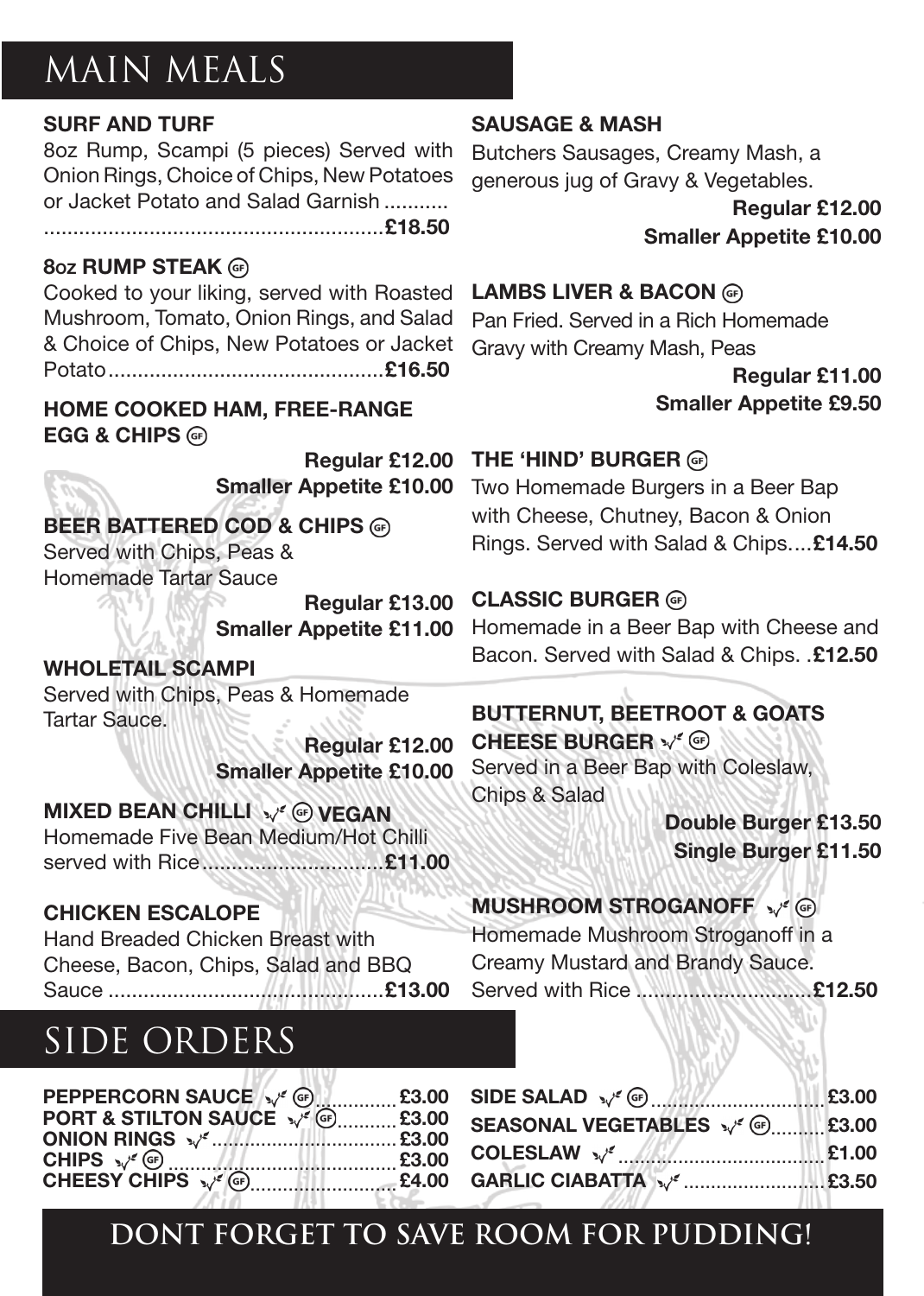# MAIN MEALS

**SURF AND TURF**
8oz Rump, Scampi (5 pieces) Served with Onion Rings, Choice of Chips, New Potatoes or Jacket Potato and Salad Garnish .......................................................... **£18.50**

**8oz RUMP STEAK** (GF)
Cooked to your liking, served with Roasted Mushroom, Tomato, Onion Rings, and Salad & Choice of Chips, New Potatoes or Jacket Potato............................................... **£16.50**

**HOME COOKED HAM, FREE-RANGE EGG & CHIPS** (GF)
**Regular £12.00**
**Smaller Appetite £10.00**

**BEER BATTERED COD & CHIPS** (GF)
Served with Chips, Peas & Homemade Tartar Sauce
**Regular £13.00**
**Smaller Appetite £11.00**

**WHOLETAIL SCAMPI**
Served with Chips, Peas & Homemade Tartar Sauce.
**Regular £12.00**
**Smaller Appetite £10.00**

**MIXED BEAN CHILLI** (V) (GF) **VEGAN**
Homemade Five Bean Medium/Hot Chilli served with Rice............................... **£11.00**

**CHICKEN ESCALOPE**
Hand Breaded Chicken Breast with Cheese, Bacon, Chips, Salad and BBQ Sauce ................................................ **£13.00**

**SAUSAGE & MASH**
Butchers Sausages, Creamy Mash, a generous jug of Gravy & Vegetables.
**Regular £12.00**
**Smaller Appetite £10.00**

**LAMBS LIVER & BACON** (GF)
Pan Fried. Served in a Rich Homemade Gravy with Creamy Mash, Peas
**Regular £11.00**
**Smaller Appetite £9.50**

**THE 'HIND' BURGER** (GF)
Two Homemade Burgers in a Beer Bap with Cheese, Chutney, Bacon & Onion Rings. Served with Salad & Chips.... **£14.50**

**CLASSIC BURGER** (GF)
Homemade in a Beer Bap with Cheese and Bacon. Served with Salad & Chips. .**£12.50**

**BUTTERNUT, BEETROOT & GOATS CHEESE BURGER** (V) (GF)
Served in a Beer Bap with Coleslaw, Chips & Salad
**Double Burger £13.50**
**Single Burger £11.50**

**MUSHROOM STROGANOFF** (V) (GF)
Homemade Mushroom Stroganoff in a Creamy Mustard and Brandy Sauce. Served with Rice .............................. **£12.50**

# SIDE ORDERS

**PEPPERCORN SAUCE** (V) (GF).............. **£3.00**
**PORT & STILTON SAUCE** (V) (GF)........... **£3.00**
**ONION RINGS** (V)................................ **£3.00**
**CHIPS** (V) (GF) ........................................ **£3.00**
**CHEESY CHIPS** (V) (GF)........................... **£4.00**
**SIDE SALAD** (V) (GF)................................ **£3.00**
**SEASONAL VEGETABLES** (V) (GF).......... **£3.00**
**COLESLAW** (V) ...................................... **£1.00**
**GARLIC CIABATTA** (V) .......................... **£3.50**

## DONT FORGET TO SAVE ROOM FOR PUDDING!